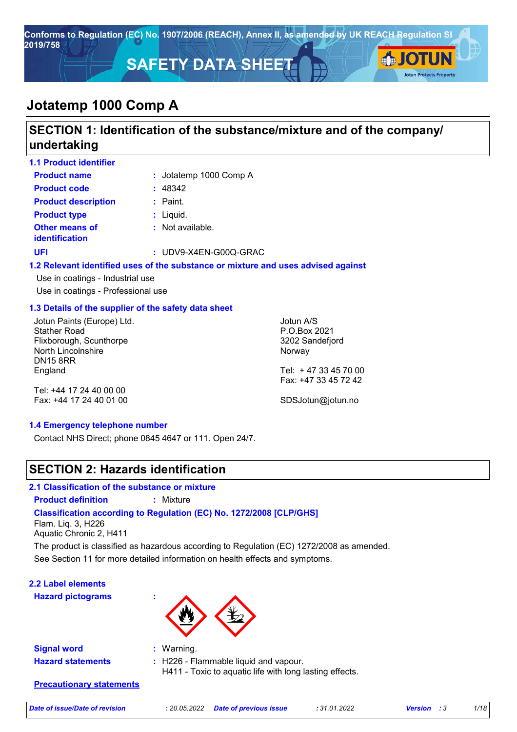Conforms to Regulation (EC) No. 1907/2006 (REACH), Annex II, as amended by UK REACH Regulation SI 2019/758

# SAFETY DATA SHEET

# Jotatemp 1000 Comp A

## SECTION 1: Identification of the substance/mixture and of the company/ undertaking

### 1.1 Product identifier

**Product name** : Jotatemp 1000 Comp A

**Product code** : 48342

**Product description** : Paint.

**Product type** : Liquid.

**Other means of identification** : Not available.

**UFI** : UDV9-X4EN-G00Q-GRAC

### 1.2 Relevant identified uses of the substance or mixture and uses advised against

Use in coatings - Industrial use

Use in coatings - Professional use

### 1.3 Details of the supplier of the safety data sheet

Jotun Paints (Europe) Ltd.
Stather Road
Flixborough, Scunthorpe
North Lincolnshire
DN15 8RR
England

Tel: +44 17 24 40 00 00
Fax: +44 17 24 40 01 00

Jotun A/S
P.O.Box 2021
3202 Sandefjord
Norway

Tel: + 47 33 45 70 00
Fax: +47 33 45 72 42

SDSJotun@jotun.no

### 1.4 Emergency telephone number

Contact NHS Direct; phone 0845 4647 or 111. Open 24/7.

## SECTION 2: Hazards identification

### 2.1 Classification of the substance or mixture

**Product definition** : Mixture

**Classification according to Regulation (EC) No. 1272/2008 [CLP/GHS]**

Flam. Liq. 3, H226
Aquatic Chronic 2, H411

The product is classified as hazardous according to Regulation (EC) 1272/2008 as amended.

See Section 11 for more detailed information on health effects and symptoms.

### 2.2 Label elements

**Hazard pictograms** :

**Signal word** : Warning.

**Hazard statements** : H226 - Flammable liquid and vapour.
H411 - Toxic to aquatic life with long lasting effects.

**Precautionary statements**

*Date of issue/Date of revision* : 20.05.2022 *Date of previous issue* : 31.01.2022 *Version* : 3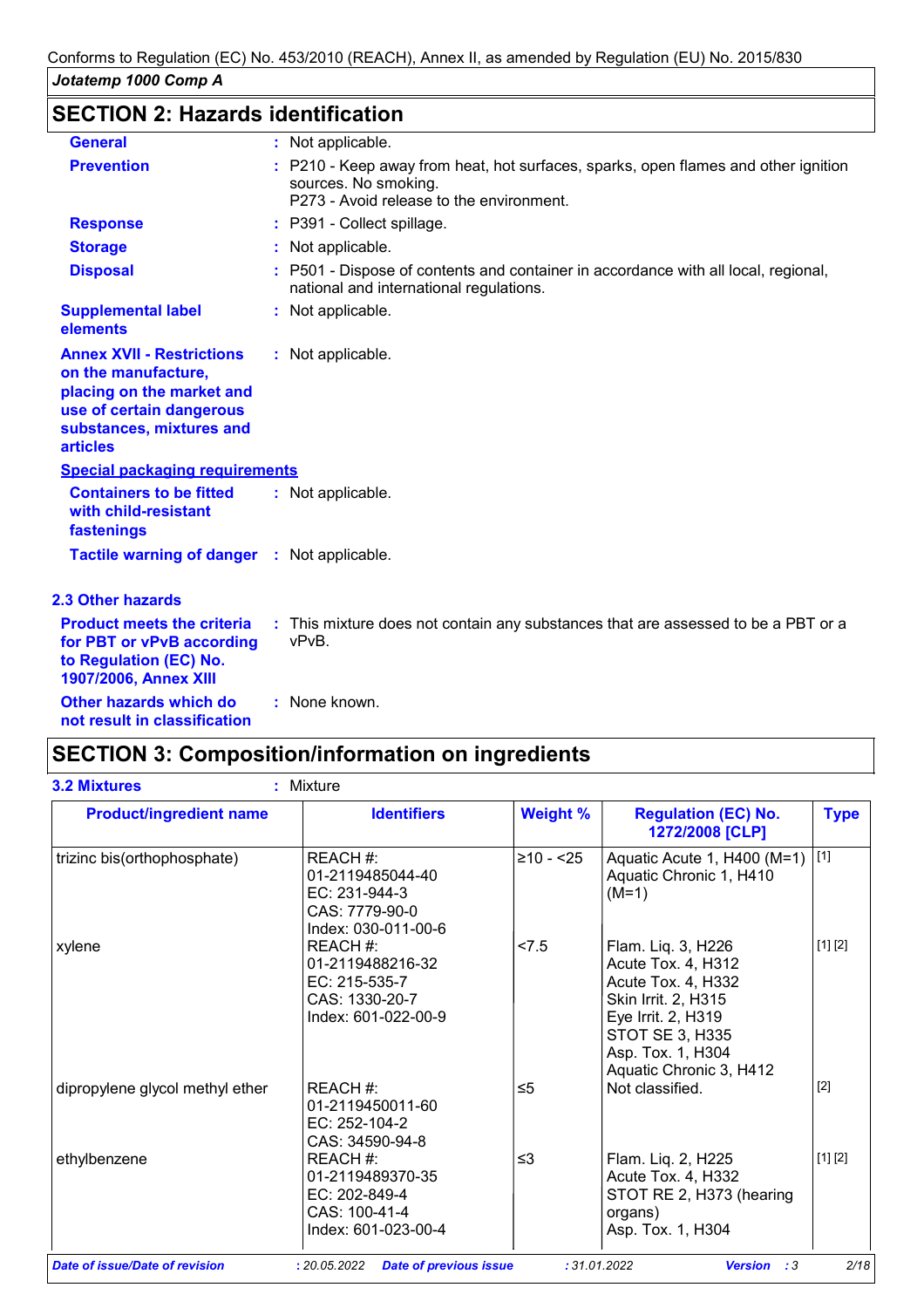## SECTION 2: Hazards identification

**General** : Not applicable.

**Prevention** : P210 - Keep away from heat, hot surfaces, sparks, open flames and other ignition sources. No smoking.
P273 - Avoid release to the environment.

**Response** : P391 - Collect spillage.

**Storage** : Not applicable.

**Disposal** : P501 - Dispose of contents and container in accordance with all local, regional, national and international regulations.

**Supplemental label elements** : Not applicable.

**Annex XVII - Restrictions on the manufacture, placing on the market and use of certain dangerous substances, mixtures and articles** : Not applicable.

**Special packaging requirements**

**Containers to be fitted with child-resistant fastenings** : Not applicable.

**Tactile warning of danger** : Not applicable.

### 2.3 Other hazards

**Product meets the criteria for PBT or vPvB according to Regulation (EC) No. 1907/2006, Annex XIII** : This mixture does not contain any substances that are assessed to be a PBT or a vPvB.

**Other hazards which do not result in classification** : None known.

## SECTION 3: Composition/information on ingredients

**3.2 Mixtures** : Mixture

| Product/ingredient name | Identifiers | Weight % | Regulation (EC) No. 1272/2008 [CLP] | Type |
|---|---|---|---|---|
| trizinc bis(orthophosphate) | REACH #: 01-2119485044-40<br>EC: 231-944-3<br>CAS: 7779-90-0<br>Index: 030-011-00-6 | ≥10 - <25 | Aquatic Acute 1, H400 (M=1)<br>Aquatic Chronic 1, H410 (M=1) | [1] |
| xylene | REACH #: 01-2119488216-32<br>EC: 215-535-7<br>CAS: 1330-20-7<br>Index: 601-022-00-9 | <7.5 | Flam. Liq. 3, H226<br>Acute Tox. 4, H312<br>Acute Tox. 4, H332<br>Skin Irrit. 2, H315<br>Eye Irrit. 2, H319<br>STOT SE 3, H335<br>Asp. Tox. 1, H304<br>Aquatic Chronic 3, H412 | [1] [2] |
| dipropylene glycol methyl ether | REACH #: 01-2119450011-60<br>EC: 252-104-2<br>CAS: 34590-94-8 | ≤5 | Not classified. | [2] |
| ethylbenzene | REACH #: 01-2119489370-35<br>EC: 202-849-4<br>CAS: 100-41-4<br>Index: 601-023-00-4 | ≤3 | Flam. Liq. 2, H225<br>Acute Tox. 4, H332<br>STOT RE 2, H373 (hearing organs)<br>Asp. Tox. 1, H304 | [1] [2] |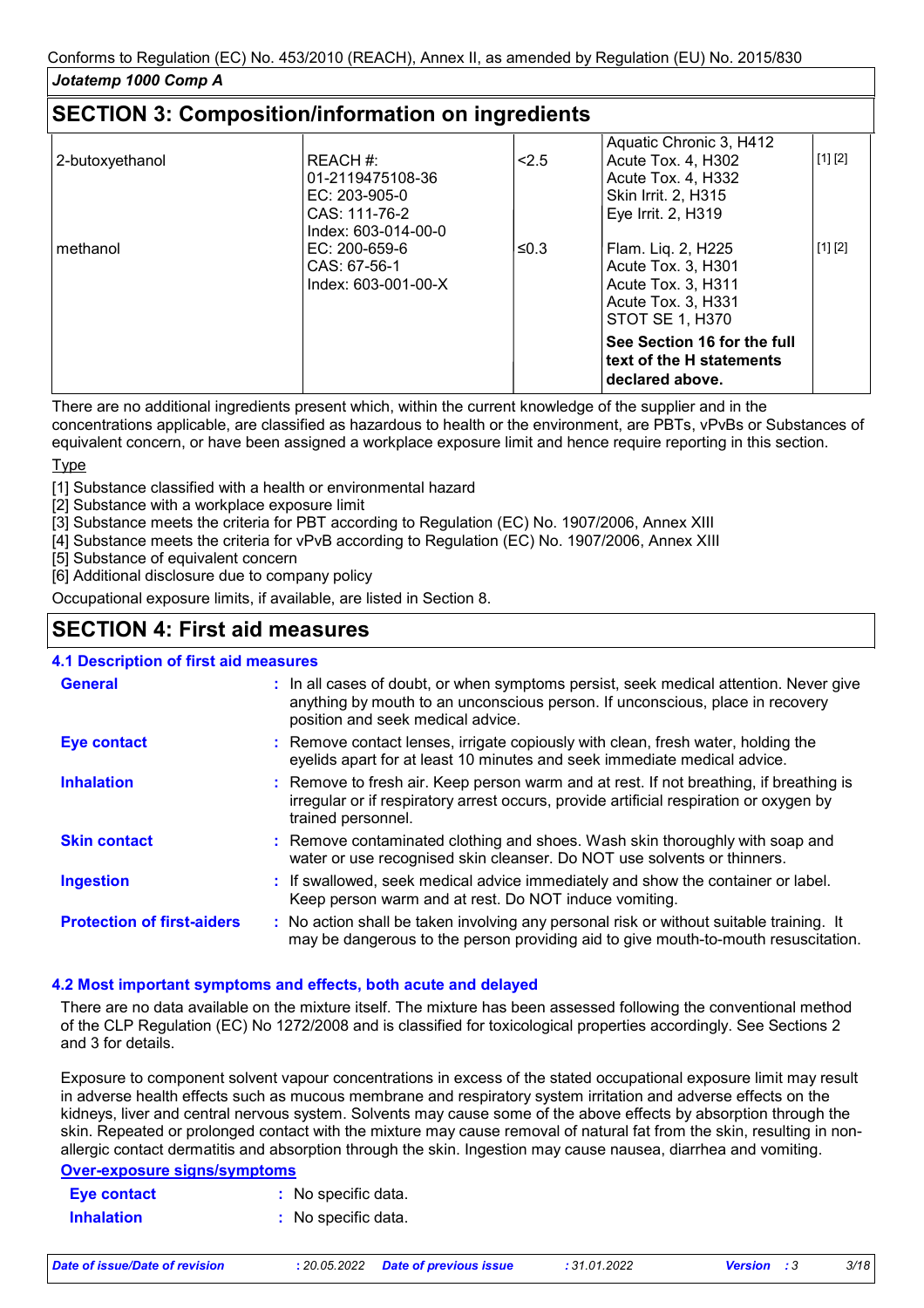## SECTION 3: Composition/information on ingredients

| | | | | |
|---|---|---|---|---|
| | | | Aquatic Chronic 3, H412 | |
| 2-butoxyethanol | REACH #: 01-2119475108-36<br>EC: 203-905-0<br>CAS: 111-76-2<br>Index: 603-014-00-0 | <2.5 | Acute Tox. 4, H302<br>Acute Tox. 4, H332<br>Skin Irrit. 2, H315<br>Eye Irrit. 2, H319 | [1] [2] |
| methanol | EC: 200-659-6<br>CAS: 67-56-1<br>Index: 603-001-00-X | ≤0.3 | Flam. Liq. 2, H225<br>Acute Tox. 3, H301<br>Acute Tox. 3, H311<br>Acute Tox. 3, H331<br>STOT SE 1, H370 | [1] [2] |
| | | | **See Section 16 for the full text of the H statements declared above.** | |

There are no additional ingredients present which, within the current knowledge of the supplier and in the concentrations applicable, are classified as hazardous to health or the environment, are PBTs, vPvBs or Substances of equivalent concern, or have been assigned a workplace exposure limit and hence require reporting in this section.

Type

[1] Substance classified with a health or environmental hazard
[2] Substance with a workplace exposure limit
[3] Substance meets the criteria for PBT according to Regulation (EC) No. 1907/2006, Annex XIII
[4] Substance meets the criteria for vPvB according to Regulation (EC) No. 1907/2006, Annex XIII
[5] Substance of equivalent concern
[6] Additional disclosure due to company policy

Occupational exposure limits, if available, are listed in Section 8.

## SECTION 4: First aid measures

### 4.1 Description of first aid measures

**General** : In all cases of doubt, or when symptoms persist, seek medical attention. Never give anything by mouth to an unconscious person. If unconscious, place in recovery position and seek medical advice.

**Eye contact** : Remove contact lenses, irrigate copiously with clean, fresh water, holding the eyelids apart for at least 10 minutes and seek immediate medical advice.

**Inhalation** : Remove to fresh air. Keep person warm and at rest. If not breathing, if breathing is irregular or if respiratory arrest occurs, provide artificial respiration or oxygen by trained personnel.

**Skin contact** : Remove contaminated clothing and shoes. Wash skin thoroughly with soap and water or use recognised skin cleanser. Do NOT use solvents or thinners.

**Ingestion** : If swallowed, seek medical advice immediately and show the container or label. Keep person warm and at rest. Do NOT induce vomiting.

**Protection of first-aiders** : No action shall be taken involving any personal risk or without suitable training. It may be dangerous to the person providing aid to give mouth-to-mouth resuscitation.

### 4.2 Most important symptoms and effects, both acute and delayed

There are no data available on the mixture itself. The mixture has been assessed following the conventional method of the CLP Regulation (EC) No 1272/2008 and is classified for toxicological properties accordingly. See Sections 2 and 3 for details.

Exposure to component solvent vapour concentrations in excess of the stated occupational exposure limit may result in adverse health effects such as mucous membrane and respiratory system irritation and adverse effects on the kidneys, liver and central nervous system. Solvents may cause some of the above effects by absorption through the skin. Repeated or prolonged contact with the mixture may cause removal of natural fat from the skin, resulting in non-allergic contact dermatitis and absorption through the skin. Ingestion may cause nausea, diarrhea and vomiting.

**Over-exposure signs/symptoms**

**Eye contact** : No specific data.

**Inhalation** : No specific data.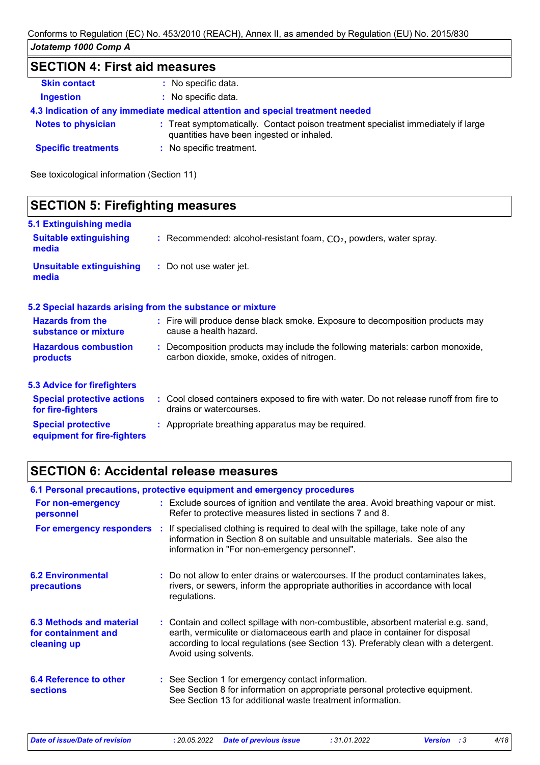## SECTION 4: First aid measures

| | |
|---|---|
| **Skin contact** | : No specific data. |
| **Ingestion** | : No specific data. |

### 4.3 Indication of any immediate medical attention and special treatment needed

| | |
|---|---|
| **Notes to physician** | : Treat symptomatically. Contact poison treatment specialist immediately if large quantities have been ingested or inhaled. |
| **Specific treatments** | : No specific treatment. |

See toxicological information (Section 11)

## SECTION 5: Firefighting measures

### 5.1 Extinguishing media

| | |
|---|---|
| **Suitable extinguishing media** | : Recommended: alcohol-resistant foam, $CO_2$, powders, water spray. |
| **Unsuitable extinguishing media** | : Do not use water jet. |

### 5.2 Special hazards arising from the substance or mixture

| | |
|---|---|
| **Hazards from the substance or mixture** | : Fire will produce dense black smoke. Exposure to decomposition products may cause a health hazard. |
| **Hazardous combustion products** | : Decomposition products may include the following materials: carbon monoxide, carbon dioxide, smoke, oxides of nitrogen. |

### 5.3 Advice for firefighters

| | |
|---|---|
| **Special protective actions for fire-fighters** | : Cool closed containers exposed to fire with water. Do not release runoff from fire to drains or watercourses. |
| **Special protective equipment for fire-fighters** | : Appropriate breathing apparatus may be required. |

## SECTION 6: Accidental release measures

### 6.1 Personal precautions, protective equipment and emergency procedures

| | |
|---|---|
| **For non-emergency personnel** | : Exclude sources of ignition and ventilate the area. Avoid breathing vapour or mist. Refer to protective measures listed in sections 7 and 8. |
| **For emergency responders** | : If specialised clothing is required to deal with the spillage, take note of any information in Section 8 on suitable and unsuitable materials. See also the information in "For non-emergency personnel". |

| | |
|---|---|
| **6.2 Environmental precautions** | : Do not allow to enter drains or watercourses. If the product contaminates lakes, rivers, or sewers, inform the appropriate authorities in accordance with local regulations. |
| **6.3 Methods and material for containment and cleaning up** | : Contain and collect spillage with non-combustible, absorbent material e.g. sand, earth, vermiculite or diatomaceous earth and place in container for disposal according to local regulations (see Section 13). Preferably clean with a detergent. Avoid using solvents. |
| **6.4 Reference to other sections** | : See Section 1 for emergency contact information.<br>See Section 8 for information on appropriate personal protective equipment.<br>See Section 13 for additional waste treatment information. |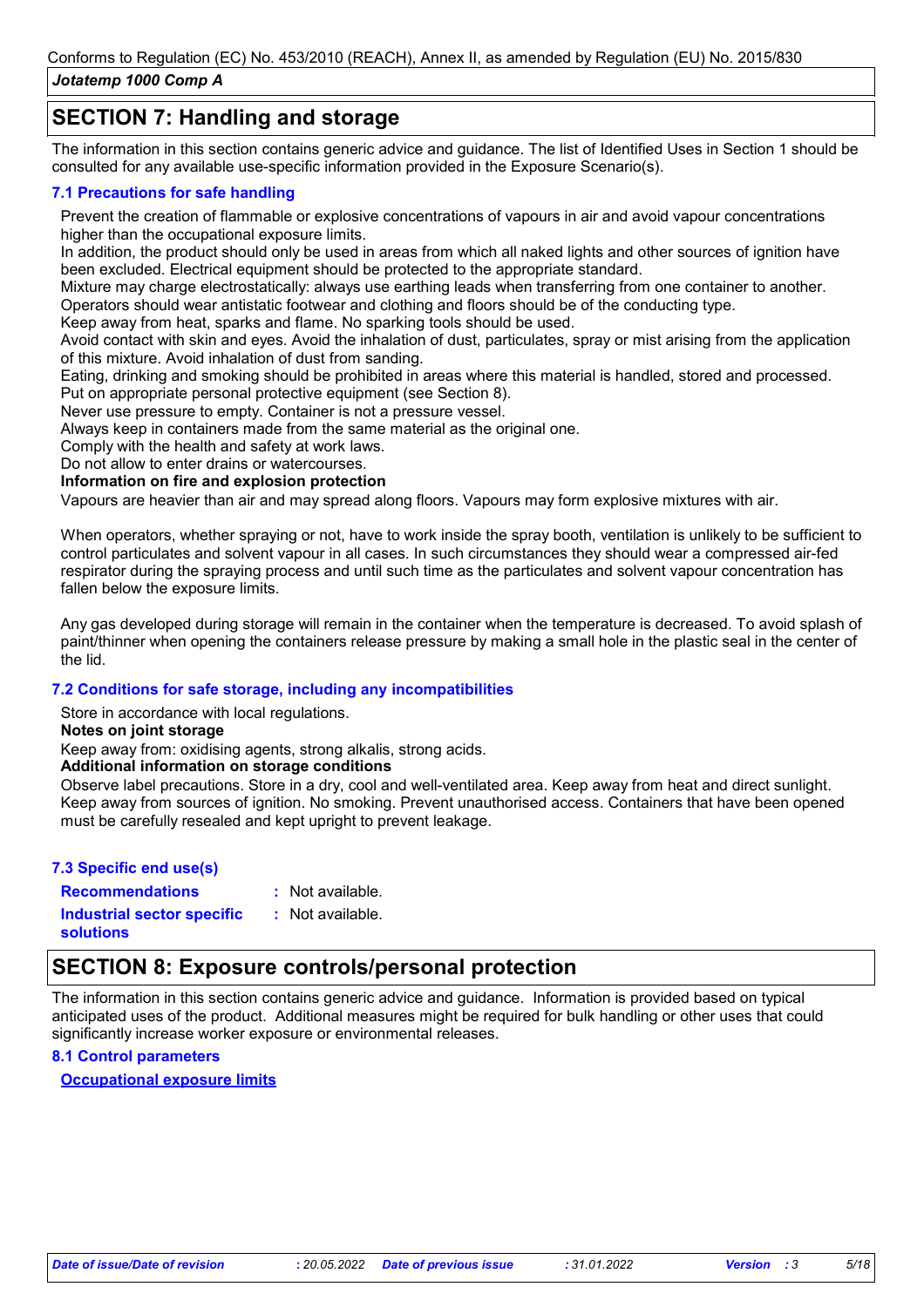## SECTION 7: Handling and storage

The information in this section contains generic advice and guidance. The list of Identified Uses in Section 1 should be consulted for any available use-specific information provided in the Exposure Scenario(s).

### 7.1 Precautions for safe handling

Prevent the creation of flammable or explosive concentrations of vapours in air and avoid vapour concentrations higher than the occupational exposure limits.
In addition, the product should only be used in areas from which all naked lights and other sources of ignition have been excluded. Electrical equipment should be protected to the appropriate standard.
Mixture may charge electrostatically: always use earthing leads when transferring from one container to another.
Operators should wear antistatic footwear and clothing and floors should be of the conducting type.
Keep away from heat, sparks and flame. No sparking tools should be used.
Avoid contact with skin and eyes. Avoid the inhalation of dust, particulates, spray or mist arising from the application of this mixture. Avoid inhalation of dust from sanding.
Eating, drinking and smoking should be prohibited in areas where this material is handled, stored and processed.
Put on appropriate personal protective equipment (see Section 8).
Never use pressure to empty. Container is not a pressure vessel.
Always keep in containers made from the same material as the original one.
Comply with the health and safety at work laws.
Do not allow to enter drains or watercourses.

**Information on fire and explosion protection**

Vapours are heavier than air and may spread along floors. Vapours may form explosive mixtures with air.

When operators, whether spraying or not, have to work inside the spray booth, ventilation is unlikely to be sufficient to control particulates and solvent vapour in all cases. In such circumstances they should wear a compressed air-fed respirator during the spraying process and until such time as the particulates and solvent vapour concentration has fallen below the exposure limits.

Any gas developed during storage will remain in the container when the temperature is decreased. To avoid splash of paint/thinner when opening the containers release pressure by making a small hole in the plastic seal in the center of the lid.

### 7.2 Conditions for safe storage, including any incompatibilities

Store in accordance with local regulations.

**Notes on joint storage**

Keep away from: oxidising agents, strong alkalis, strong acids.

**Additional information on storage conditions**

Observe label precautions. Store in a dry, cool and well-ventilated area. Keep away from heat and direct sunlight. Keep away from sources of ignition. No smoking. Prevent unauthorised access. Containers that have been opened must be carefully resealed and kept upright to prevent leakage.

### 7.3 Specific end use(s)

**Recommendations** : Not available.

**Industrial sector specific solutions** : Not available.

## SECTION 8: Exposure controls/personal protection

The information in this section contains generic advice and guidance. Information is provided based on typical anticipated uses of the product. Additional measures might be required for bulk handling or other uses that could significantly increase worker exposure or environmental releases.

### 8.1 Control parameters

**Occupational exposure limits**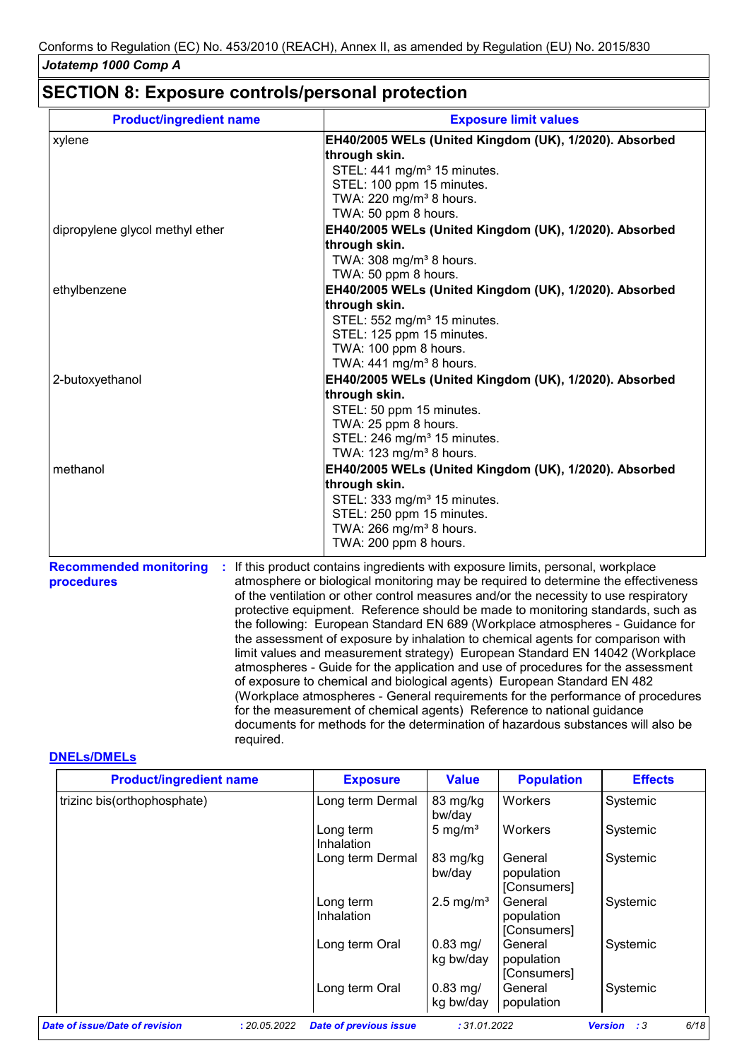## SECTION 8: Exposure controls/personal protection

| Product/ingredient name | Exposure limit values |
|---|---|
| xylene | **EH40/2005 WELs (United Kingdom (UK), 1/2020). Absorbed through skin.** STEL: 441 mg/m³ 15 minutes. STEL: 100 ppm 15 minutes. TWA: 220 mg/m³ 8 hours. TWA: 50 ppm 8 hours. |
| dipropylene glycol methyl ether | **EH40/2005 WELs (United Kingdom (UK), 1/2020). Absorbed through skin.** TWA: 308 mg/m³ 8 hours. TWA: 50 ppm 8 hours. |
| ethylbenzene | **EH40/2005 WELs (United Kingdom (UK), 1/2020). Absorbed through skin.** STEL: 552 mg/m³ 15 minutes. STEL: 125 ppm 15 minutes. TWA: 100 ppm 8 hours. TWA: 441 mg/m³ 8 hours. |
| 2-butoxyethanol | **EH40/2005 WELs (United Kingdom (UK), 1/2020). Absorbed through skin.** STEL: 50 ppm 15 minutes. TWA: 25 ppm 8 hours. STEL: 246 mg/m³ 15 minutes. TWA: 123 mg/m³ 8 hours. |
| methanol | **EH40/2005 WELs (United Kingdom (UK), 1/2020). Absorbed through skin.** STEL: 333 mg/m³ 15 minutes. STEL: 250 ppm 15 minutes. TWA: 266 mg/m³ 8 hours. TWA: 200 ppm 8 hours. |

**Recommended monitoring procedures** : If this product contains ingredients with exposure limits, personal, workplace atmosphere or biological monitoring may be required to determine the effectiveness of the ventilation or other control measures and/or the necessity to use respiratory protective equipment. Reference should be made to monitoring standards, such as the following: European Standard EN 689 (Workplace atmospheres - Guidance for the assessment of exposure by inhalation to chemical agents for comparison with limit values and measurement strategy) European Standard EN 14042 (Workplace atmospheres - Guide for the application and use of procedures for the assessment of exposure to chemical and biological agents) European Standard EN 482 (Workplace atmospheres - General requirements for the performance of procedures for the measurement of chemical agents) Reference to national guidance documents for methods for the determination of hazardous substances will also be required.

### DNELs/DMELs

| Product/ingredient name | Exposure | Value | Population | Effects |
|---|---|---|---|---|
| trizinc bis(orthophosphate) | Long term Dermal | 83 mg/kg bw/day | Workers | Systemic |
| | Long term Inhalation | 5 mg/m³ | Workers | Systemic |
| | Long term Dermal | 83 mg/kg bw/day | General population [Consumers] | Systemic |
| | Long term Inhalation | 2.5 mg/m³ | General population [Consumers] | Systemic |
| | Long term Oral | 0.83 mg/kg bw/day | General population [Consumers] | Systemic |
| | Long term Oral | 0.83 mg/kg bw/day | General population | Systemic |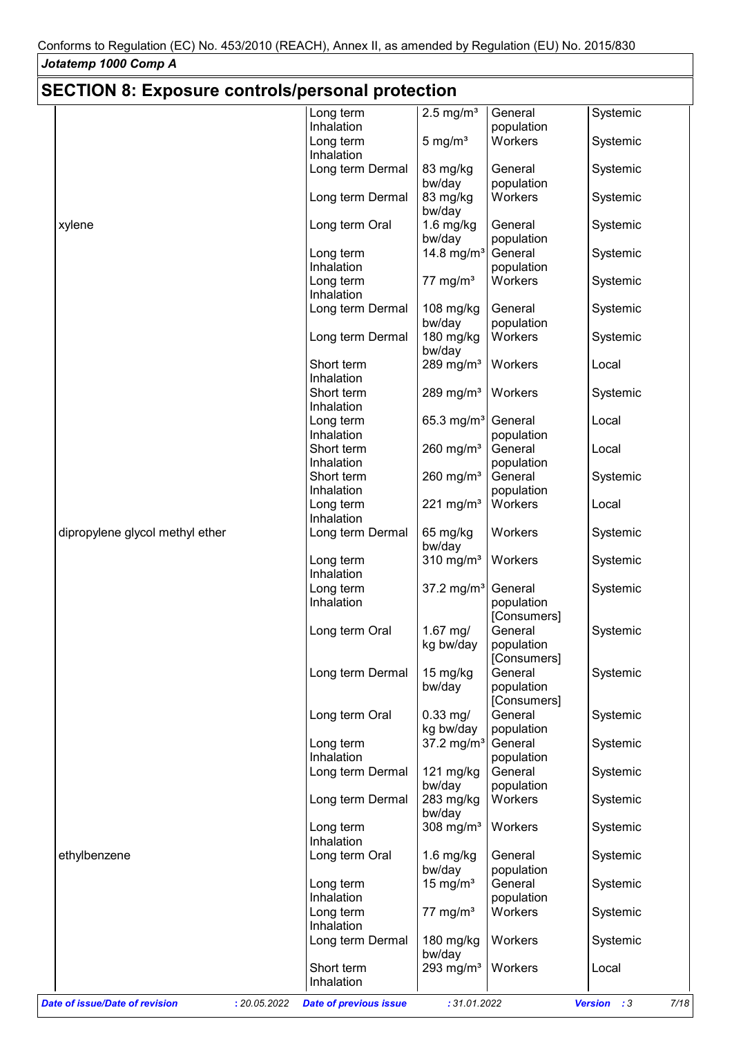## SECTION 8: Exposure controls/personal protection

| | | | | |
|---|---|---|---|---|
| | Long term Inhalation | 2.5 mg/m³ | General population | Systemic |
| | Long term Inhalation | 5 mg/m³ | Workers | Systemic |
| | Long term Dermal | 83 mg/kg bw/day | General population | Systemic |
| | Long term Dermal | 83 mg/kg bw/day | Workers | Systemic |
| xylene | Long term Oral | 1.6 mg/kg bw/day | General population | Systemic |
| | Long term Inhalation | 14.8 mg/m³ | General population | Systemic |
| | Long term Inhalation | 77 mg/m³ | Workers | Systemic |
| | Long term Dermal | 108 mg/kg bw/day | General population | Systemic |
| | Long term Dermal | 180 mg/kg bw/day | Workers | Systemic |
| | Short term Inhalation | 289 mg/m³ | Workers | Local |
| | Short term Inhalation | 289 mg/m³ | Workers | Systemic |
| | Long term Inhalation | 65.3 mg/m³ | General population | Local |
| | Short term Inhalation | 260 mg/m³ | General population | Local |
| | Short term Inhalation | 260 mg/m³ | General population | Systemic |
| | Long term Inhalation | 221 mg/m³ | Workers | Local |
| dipropylene glycol methyl ether | Long term Dermal | 65 mg/kg bw/day | Workers | Systemic |
| | Long term Inhalation | 310 mg/m³ | Workers | Systemic |
| | Long term Inhalation | 37.2 mg/m³ | General population [Consumers] | Systemic |
| | Long term Oral | 1.67 mg/kg bw/day | General population [Consumers] | Systemic |
| | Long term Dermal | 15 mg/kg bw/day | General population [Consumers] | Systemic |
| | Long term Oral | 0.33 mg/kg bw/day | General population | Systemic |
| | Long term Inhalation | 37.2 mg/m³ | General population | Systemic |
| | Long term Dermal | 121 mg/kg bw/day | General population | Systemic |
| | Long term Dermal | 283 mg/kg bw/day | Workers | Systemic |
| | Long term Inhalation | 308 mg/m³ | Workers | Systemic |
| ethylbenzene | Long term Oral | 1.6 mg/kg bw/day | General population | Systemic |
| | Long term Inhalation | 15 mg/m³ | General population | Systemic |
| | Long term Inhalation | 77 mg/m³ | Workers | Systemic |
| | Long term Dermal | 180 mg/kg bw/day | Workers | Systemic |
| | Short term Inhalation | 293 mg/m³ | Workers | Local |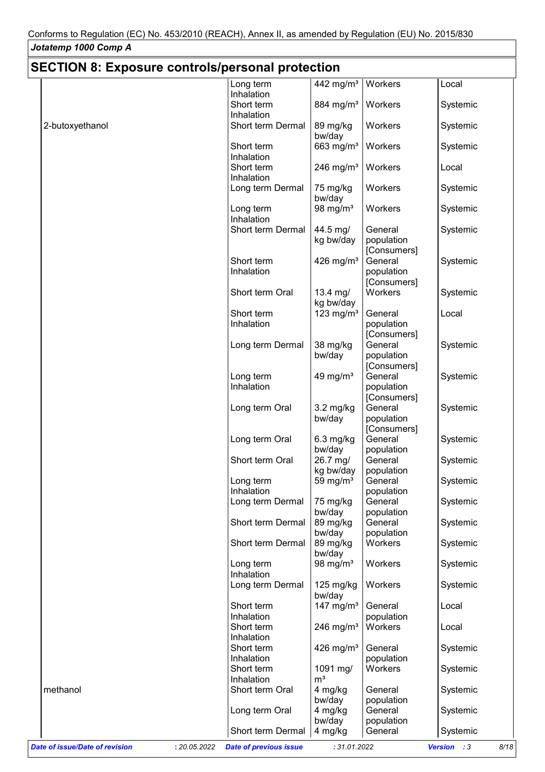Conforms to Regulation (EC) No. 453/2010 (REACH), Annex II, as amended by Regulation (EU) No. 2015/830

***Jotatemp 1000 Comp A***

## SECTION 8: Exposure controls/personal protection

| | | | | |
|---|---|---|---|---|
| | Long term Inhalation | 442 mg/m³ | Workers | Local |
| | Short term Inhalation | 884 mg/m³ | Workers | Systemic |
| 2-butoxyethanol | Short term Dermal | 89 mg/kg bw/day | Workers | Systemic |
| | Short term Inhalation | 663 mg/m³ | Workers | Systemic |
| | Short term Inhalation | 246 mg/m³ | Workers | Local |
| | Long term Dermal | 75 mg/kg bw/day | Workers | Systemic |
| | Long term Inhalation | 98 mg/m³ | Workers | Systemic |
| | Short term Dermal | 44.5 mg/kg bw/day | General population [Consumers] | Systemic |
| | Short term Inhalation | 426 mg/m³ | General population [Consumers] | Systemic |
| | Short term Oral | 13.4 mg/kg bw/day | Workers | Systemic |
| | Short term Inhalation | 123 mg/m³ | General population [Consumers] | Local |
| | Long term Dermal | 38 mg/kg bw/day | General population [Consumers] | Systemic |
| | Long term Inhalation | 49 mg/m³ | General population [Consumers] | Systemic |
| | Long term Oral | 3.2 mg/kg bw/day | General population [Consumers] | Systemic |
| | Long term Oral | 6.3 mg/kg bw/day | General population | Systemic |
| | Short term Oral | 26.7 mg/kg bw/day | General population | Systemic |
| | Long term Inhalation | 59 mg/m³ | General population | Systemic |
| | Long term Dermal | 75 mg/kg bw/day | General population | Systemic |
| | Short term Dermal | 89 mg/kg bw/day | General population | Systemic |
| | Short term Dermal | 89 mg/kg bw/day | Workers | Systemic |
| | Long term Inhalation | 98 mg/m³ | Workers | Systemic |
| | Long term Dermal | 125 mg/kg bw/day | Workers | Systemic |
| | Short term Inhalation | 147 mg/m³ | General population | Local |
| | Short term Inhalation | 246 mg/m³ | Workers | Local |
| | Short term Inhalation | 426 mg/m³ | General population | Systemic |
| | Short term Inhalation | 1091 mg/m³ | Workers | Systemic |
| methanol | Short term Oral | 4 mg/kg bw/day | General population | Systemic |
| | Long term Oral | 4 mg/kg bw/day | General population | Systemic |
| | Short term Dermal | 4 mg/kg | General | Systemic |

*Date of issue/Date of revision* : 20.05.2022 *Date of previous issue* : 31.01.2022 *Version* : 3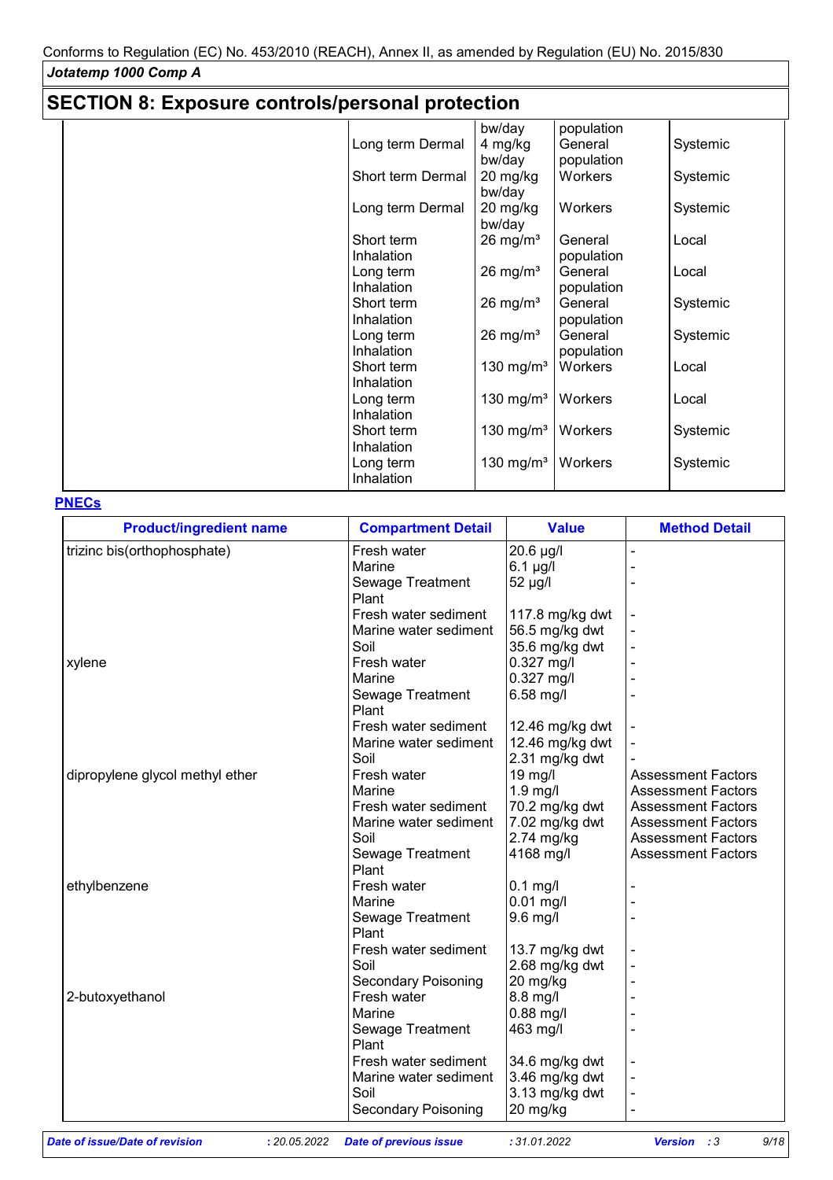## SECTION 8: Exposure controls/personal protection

| | | | | |
|---|---|---|---|---|
| | | bw/day | population | |
| | Long term Dermal | 4 mg/kg bw/day | General population | Systemic |
| | Short term Dermal | 20 mg/kg bw/day | Workers | Systemic |
| | Long term Dermal | 20 mg/kg bw/day | Workers | Systemic |
| | Short term Inhalation | 26 mg/m³ | General population | Local |
| | Long term Inhalation | 26 mg/m³ | General population | Local |
| | Short term Inhalation | 26 mg/m³ | General population | Systemic |
| | Long term Inhalation | 26 mg/m³ | General population | Systemic |
| | Short term Inhalation | 130 mg/m³ | Workers | Local |
| | Long term Inhalation | 130 mg/m³ | Workers | Local |
| | Short term Inhalation | 130 mg/m³ | Workers | Systemic |
| | Long term Inhalation | 130 mg/m³ | Workers | Systemic |

**PNECs**

| Product/ingredient name | Compartment Detail | Value | Method Detail |
|---|---|---|---|
| trizinc bis(orthophosphate) | Fresh water | 20.6 µg/l | - |
| | Marine | 6.1 µg/l | - |
| | Sewage Treatment Plant | 52 µg/l | - |
| | Fresh water sediment | 117.8 mg/kg dwt | - |
| | Marine water sediment | 56.5 mg/kg dwt | - |
| | Soil | 35.6 mg/kg dwt | - |
| xylene | Fresh water | 0.327 mg/l | - |
| | Marine | 0.327 mg/l | - |
| | Sewage Treatment Plant | 6.58 mg/l | - |
| | Fresh water sediment | 12.46 mg/kg dwt | - |
| | Marine water sediment | 12.46 mg/kg dwt | - |
| | Soil | 2.31 mg/kg dwt | - |
| dipropylene glycol methyl ether | Fresh water | 19 mg/l | Assessment Factors |
| | Marine | 1.9 mg/l | Assessment Factors |
| | Fresh water sediment | 70.2 mg/kg dwt | Assessment Factors |
| | Marine water sediment | 7.02 mg/kg dwt | Assessment Factors |
| | Soil | 2.74 mg/kg | Assessment Factors |
| | Sewage Treatment Plant | 4168 mg/l | Assessment Factors |
| ethylbenzene | Fresh water | 0.1 mg/l | - |
| | Marine | 0.01 mg/l | - |
| | Sewage Treatment Plant | 9.6 mg/l | - |
| | Fresh water sediment | 13.7 mg/kg dwt | - |
| | Soil | 2.68 mg/kg dwt | - |
| | Secondary Poisoning | 20 mg/kg | - |
| 2-butoxyethanol | Fresh water | 8.8 mg/l | - |
| | Marine | 0.88 mg/l | - |
| | Sewage Treatment Plant | 463 mg/l | - |
| | Fresh water sediment | 34.6 mg/kg dwt | - |
| | Marine water sediment | 3.46 mg/kg dwt | - |
| | Soil | 3.13 mg/kg dwt | - |
| | Secondary Poisoning | 20 mg/kg | - |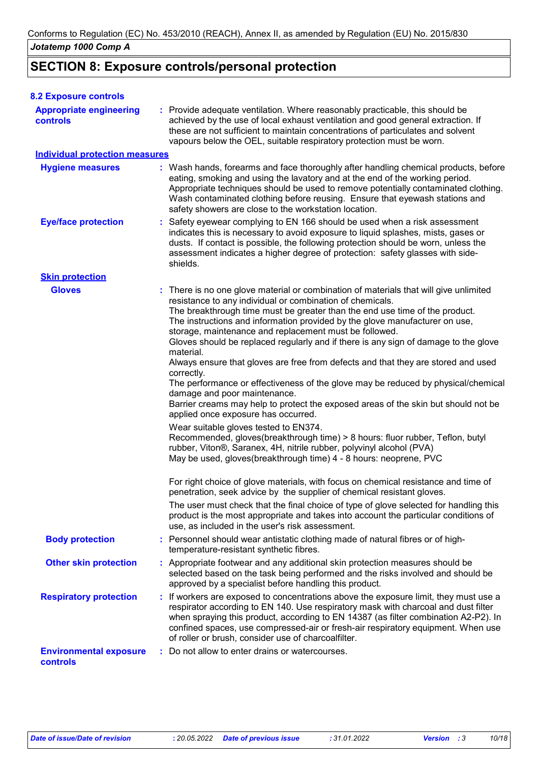Conforms to Regulation (EC) No. 453/2010 (REACH), Annex II, as amended by Regulation (EU) No. 2015/830

*Jotatemp 1000 Comp A*

## SECTION 8: Exposure controls/personal protection

### 8.2 Exposure controls

**Appropriate engineering controls** : Provide adequate ventilation. Where reasonably practicable, this should be achieved by the use of local exhaust ventilation and good general extraction. If these are not sufficient to maintain concentrations of particulates and solvent vapours below the OEL, suitable respiratory protection must be worn.

**Individual protection measures**

**Hygiene measures** : Wash hands, forearms and face thoroughly after handling chemical products, before eating, smoking and using the lavatory and at the end of the working period. Appropriate techniques should be used to remove potentially contaminated clothing. Wash contaminated clothing before reusing. Ensure that eyewash stations and safety showers are close to the workstation location.

**Eye/face protection** : Safety eyewear complying to EN 166 should be used when a risk assessment indicates this is necessary to avoid exposure to liquid splashes, mists, gases or dusts. If contact is possible, the following protection should be worn, unless the assessment indicates a higher degree of protection: safety glasses with side-shields.

**Skin protection**

**Gloves** : There is no one glove material or combination of materials that will give unlimited resistance to any individual or combination of chemicals.
The breakthrough time must be greater than the end use time of the product.
The instructions and information provided by the glove manufacturer on use, storage, maintenance and replacement must be followed.
Gloves should be replaced regularly and if there is any sign of damage to the glove material.
Always ensure that gloves are free from defects and that they are stored and used correctly.
The performance or effectiveness of the glove may be reduced by physical/chemical damage and poor maintenance.
Barrier creams may help to protect the exposed areas of the skin but should not be applied once exposure has occurred.

Wear suitable gloves tested to EN374.
Recommended, gloves(breakthrough time) > 8 hours: fluor rubber, Teflon, butyl rubber, Viton®, Saranex, 4H, nitrile rubber, polyvinyl alcohol (PVA)
May be used, gloves(breakthrough time) 4 - 8 hours: neoprene, PVC

For right choice of glove materials, with focus on chemical resistance and time of penetration, seek advice by the supplier of chemical resistant gloves.

The user must check that the final choice of type of glove selected for handling this product is the most appropriate and takes into account the particular conditions of use, as included in the user's risk assessment.

**Body protection** : Personnel should wear antistatic clothing made of natural fibres or of high-temperature-resistant synthetic fibres.

**Other skin protection** : Appropriate footwear and any additional skin protection measures should be selected based on the task being performed and the risks involved and should be approved by a specialist before handling this product.

**Respiratory protection** : If workers are exposed to concentrations above the exposure limit, they must use a respirator according to EN 140. Use respiratory mask with charcoal and dust filter when spraying this product, according to EN 14387 (as filter combination A2-P2). In confined spaces, use compressed-air or fresh-air respiratory equipment. When use of roller or brush, consider use of charcoalfilter.

**Environmental exposure controls** : Do not allow to enter drains or watercourses.

*Date of issue/Date of revision* : 20.05.2022 *Date of previous issue* : 31.01.2022 *Version* : 3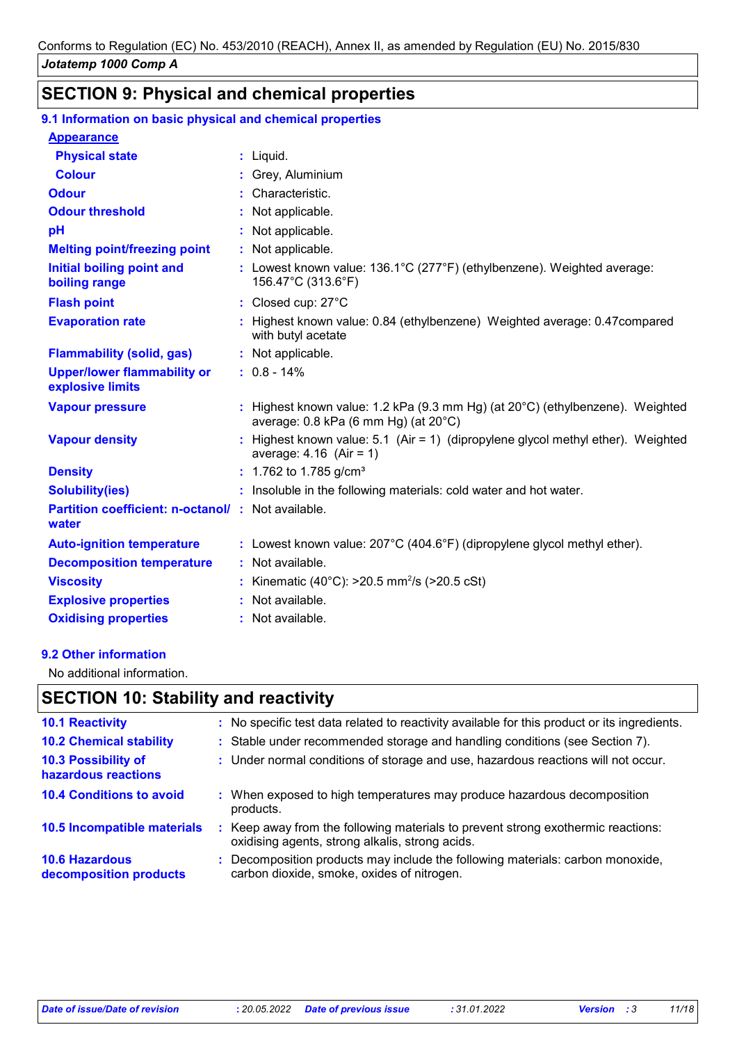Conforms to Regulation (EC) No. 453/2010 (REACH), Annex II, as amended by Regulation (EU) No. 2015/830

*Jotatemp 1000 Comp A*

## SECTION 9: Physical and chemical properties

### 9.1 Information on basic physical and chemical properties

| Property | Value |
|---|---|
| **Appearance** | |
| **Physical state** | Liquid. |
| **Colour** | Grey, Aluminium |
| **Odour** | Characteristic. |
| **Odour threshold** | Not applicable. |
| **pH** | Not applicable. |
| **Melting point/freezing point** | Not applicable. |
| **Initial boiling point and boiling range** | Lowest known value: 136.1°C (277°F) (ethylbenzene). Weighted average: 156.47°C (313.6°F) |
| **Flash point** | Closed cup: 27°C |
| **Evaporation rate** | Highest known value: 0.84 (ethylbenzene) Weighted average: 0.47compared with butyl acetate |
| **Flammability (solid, gas)** | Not applicable. |
| **Upper/lower flammability or explosive limits** | 0.8 - 14% |
| **Vapour pressure** | Highest known value: 1.2 kPa (9.3 mm Hg) (at 20°C) (ethylbenzene). Weighted average: 0.8 kPa (6 mm Hg) (at 20°C) |
| **Vapour density** | Highest known value: 5.1 (Air = 1) (dipropylene glycol methyl ether). Weighted average: 4.16 (Air = 1) |
| **Density** | 1.762 to 1.785 g/cm³ |
| **Solubility(ies)** | Insoluble in the following materials: cold water and hot water. |
| **Partition coefficient: n-octanol/ water** | Not available. |
| **Auto-ignition temperature** | Lowest known value: 207°C (404.6°F) (dipropylene glycol methyl ether). |
| **Decomposition temperature** | Not available. |
| **Viscosity** | Kinematic (40°C): >20.5 $mm^2/s$ (>20.5 cSt) |
| **Explosive properties** | Not available. |
| **Oxidising properties** | Not available. |

### 9.2 Other information

No additional information.

## SECTION 10: Stability and reactivity

| | |
|---|---|
| **10.1 Reactivity** | No specific test data related to reactivity available for this product or its ingredients. |
| **10.2 Chemical stability** | Stable under recommended storage and handling conditions (see Section 7). |
| **10.3 Possibility of hazardous reactions** | Under normal conditions of storage and use, hazardous reactions will not occur. |
| **10.4 Conditions to avoid** | When exposed to high temperatures may produce hazardous decomposition products. |
| **10.5 Incompatible materials** | Keep away from the following materials to prevent strong exothermic reactions: oxidising agents, strong alkalis, strong acids. |
| **10.6 Hazardous decomposition products** | Decomposition products may include the following materials: carbon monoxide, carbon dioxide, smoke, oxides of nitrogen. |

*Date of issue/Date of revision* : 20.05.2022 *Date of previous issue* : 31.01.2022 *Version* : 3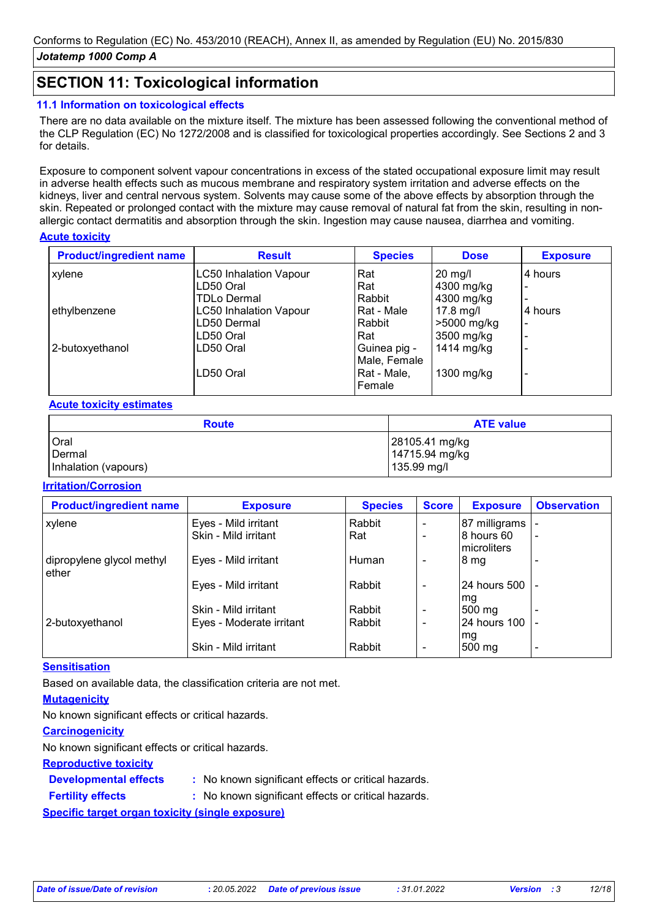## SECTION 11: Toxicological information

### 11.1 Information on toxicological effects

There are no data available on the mixture itself. The mixture has been assessed following the conventional method of the CLP Regulation (EC) No 1272/2008 and is classified for toxicological properties accordingly. See Sections 2 and 3 for details.

Exposure to component solvent vapour concentrations in excess of the stated occupational exposure limit may result in adverse health effects such as mucous membrane and respiratory system irritation and adverse effects on the kidneys, liver and central nervous system. Solvents may cause some of the above effects by absorption through the skin. Repeated or prolonged contact with the mixture may cause removal of natural fat from the skin, resulting in non-allergic contact dermatitis and absorption through the skin. Ingestion may cause nausea, diarrhea and vomiting.

**Acute toxicity**

| Product/ingredient name | Result | Species | Dose | Exposure |
|---|---|---|---|---|
| xylene | LC50 Inhalation Vapour | Rat | 20 mg/l | 4 hours |
| | LD50 Oral | Rat | 4300 mg/kg | - |
| | TDLo Dermal | Rabbit | 4300 mg/kg | - |
| ethylbenzene | LC50 Inhalation Vapour | Rat - Male | 17.8 mg/l | 4 hours |
| | LD50 Dermal | Rabbit | >5000 mg/kg | - |
| | LD50 Oral | Rat | 3500 mg/kg | - |
| 2-butoxyethanol | LD50 Oral | Guinea pig - Male, Female | 1414 mg/kg | - |
| | LD50 Oral | Rat - Male, Female | 1300 mg/kg | - |

**Acute toxicity estimates**

| Route | ATE value |
|---|---|
| Oral | 28105.41 mg/kg |
| Dermal | 14715.94 mg/kg |
| Inhalation (vapours) | 135.99 mg/l |

**Irritation/Corrosion**

| Product/ingredient name | Exposure | Species | Score | Exposure | Observation |
|---|---|---|---|---|---|
| xylene | Eyes - Mild irritant | Rabbit | - | 87 milligrams | - |
| | Skin - Mild irritant | Rat | - | 8 hours 60 microliters | - |
| dipropylene glycol methyl ether | Eyes - Mild irritant | Human | - | 8 mg | - |
| | Eyes - Mild irritant | Rabbit | - | 24 hours 500 mg | - |
| | Skin - Mild irritant | Rabbit | - | 500 mg | - |
| 2-butoxyethanol | Eyes - Moderate irritant | Rabbit | - | 24 hours 100 mg | - |
| | Skin - Mild irritant | Rabbit | - | 500 mg | - |

**Sensitisation**

Based on available data, the classification criteria are not met.

**Mutagenicity**

No known significant effects or critical hazards.

**Carcinogenicity**

No known significant effects or critical hazards.

**Reproductive toxicity**

**Developmental effects** : No known significant effects or critical hazards.

**Fertility effects** : No known significant effects or critical hazards.

**Specific target organ toxicity (single exposure)**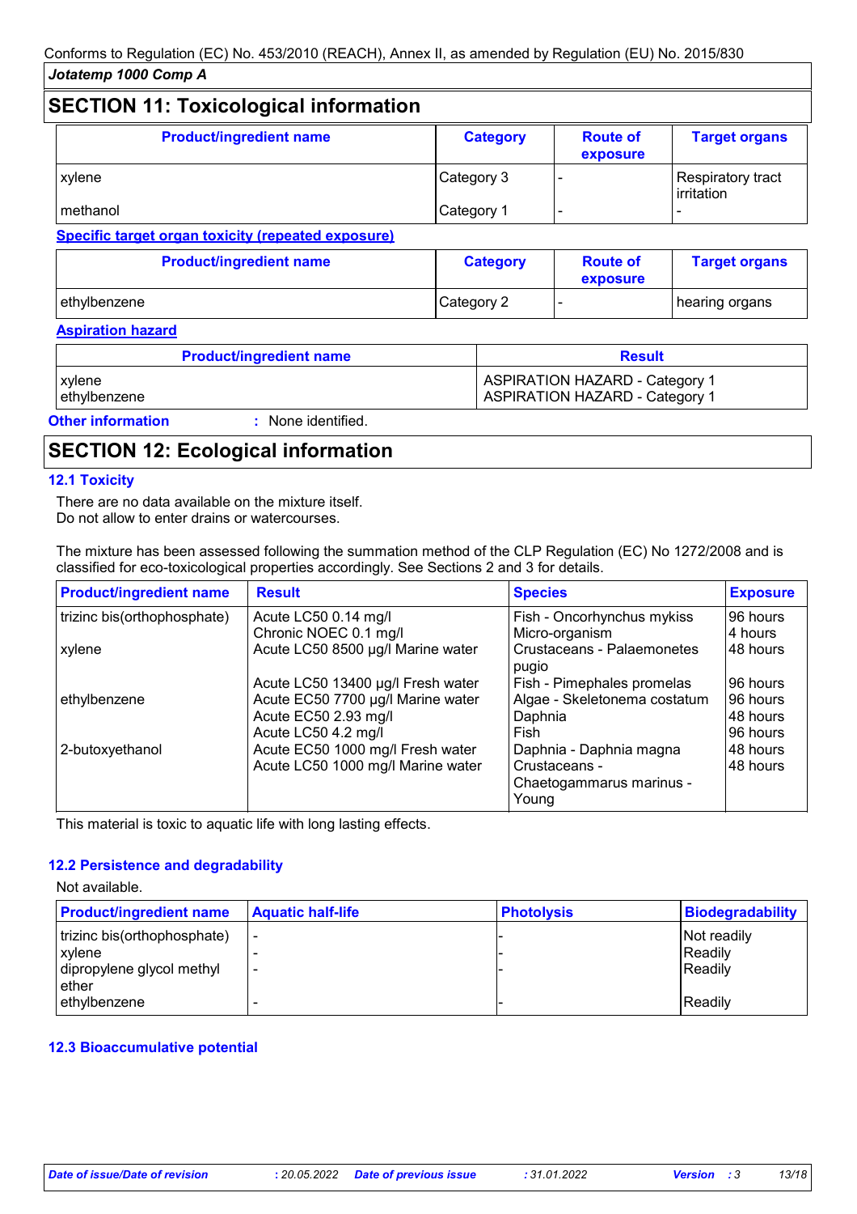## SECTION 11: Toxicological information

| Product/ingredient name | Category | Route of exposure | Target organs |
|---|---|---|---|
| xylene | Category 3 | - | Respiratory tract irritation |
| methanol | Category 1 | - | - |

**Specific target organ toxicity (repeated exposure)**

| Product/ingredient name | Category | Route of exposure | Target organs |
|---|---|---|---|
| ethylbenzene | Category 2 | - | hearing organs |

**Aspiration hazard**

| Product/ingredient name | Result |
|---|---|
| xylene | ASPIRATION HAZARD - Category 1 |
| ethylbenzene | ASPIRATION HAZARD - Category 1 |

**Other information** : None identified.

## SECTION 12: Ecological information

### 12.1 Toxicity

There are no data available on the mixture itself.
Do not allow to enter drains or watercourses.

The mixture has been assessed following the summation method of the CLP Regulation (EC) No 1272/2008 and is classified for eco-toxicological properties accordingly. See Sections 2 and 3 for details.

| Product/ingredient name | Result | Species | Exposure |
|---|---|---|---|
| trizinc bis(orthophosphate) | Acute LC50 0.14 mg/l | Fish - Oncorhynchus mykiss | 96 hours |
| | Chronic NOEC 0.1 mg/l | Micro-organism | 4 hours |
| xylene | Acute LC50 8500 µg/l Marine water | Crustaceans - Palaemonetes pugio | 48 hours |
| | Acute LC50 13400 µg/l Fresh water | Fish - Pimephales promelas | 96 hours |
| ethylbenzene | Acute EC50 7700 µg/l Marine water | Algae - Skeletonema costatum | 96 hours |
| | Acute EC50 2.93 mg/l | Daphnia | 48 hours |
| | Acute LC50 4.2 mg/l | Fish | 96 hours |
| 2-butoxyethanol | Acute EC50 1000 mg/l Fresh water | Daphnia - Daphnia magna | 48 hours |
| | Acute LC50 1000 mg/l Marine water | Crustaceans - Chaetogammarus marinus - Young | 48 hours |

This material is toxic to aquatic life with long lasting effects.

### 12.2 Persistence and degradability

Not available.

| Product/ingredient name | Aquatic half-life | Photolysis | Biodegradability |
|---|---|---|---|
| trizinc bis(orthophosphate) | - | - | Not readily |
| xylene | - | - | Readily |
| dipropylene glycol methyl ether | - | - | Readily |
| ethylbenzene | - | - | Readily |

### 12.3 Bioaccumulative potential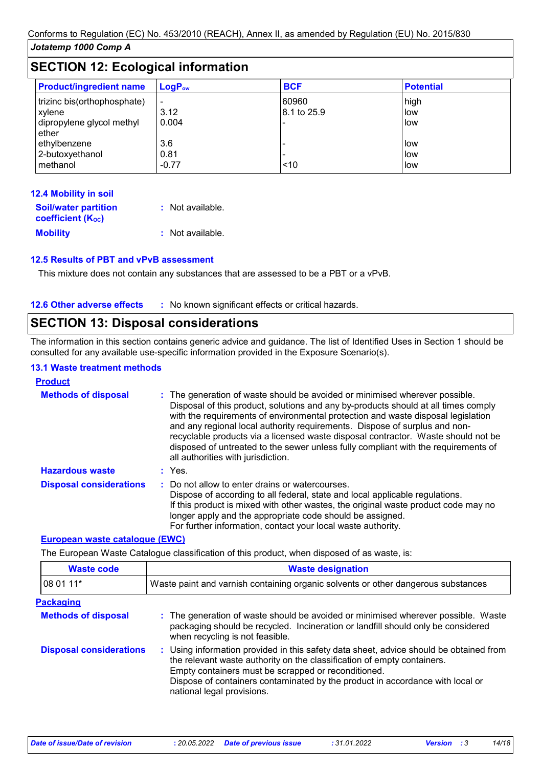## SECTION 12: Ecological information

| Product/ingredient name | $LogP_{ow}$ | BCF | Potential |
|---|---|---|---|
| trizinc bis(orthophosphate) | - | 60960 | high |
| xylene | 3.12 | 8.1 to 25.9 | low |
| dipropylene glycol methyl ether | 0.004 | - | low |
| ethylbenzene | 3.6 | - | low |
| 2-butoxyethanol | 0.81 | - | low |
| methanol | -0.77 | <10 | low |

### 12.4 Mobility in soil

**Soil/water partition coefficient ($K_{OC}$)** : Not available.

**Mobility** : Not available.

### 12.5 Results of PBT and vPvB assessment

This mixture does not contain any substances that are assessed to be a PBT or a vPvB.

### 12.6 Other adverse effects

: No known significant effects or critical hazards.

## SECTION 13: Disposal considerations

The information in this section contains generic advice and guidance. The list of Identified Uses in Section 1 should be consulted for any available use-specific information provided in the Exposure Scenario(s).

### 13.1 Waste treatment methods

**Product**

**Methods of disposal** : The generation of waste should be avoided or minimised wherever possible. Disposal of this product, solutions and any by-products should at all times comply with the requirements of environmental protection and waste disposal legislation and any regional local authority requirements. Dispose of surplus and non-recyclable products via a licensed waste disposal contractor. Waste should not be disposed of untreated to the sewer unless fully compliant with the requirements of all authorities with jurisdiction.

**Hazardous waste** : Yes.

**Disposal considerations** : Do not allow to enter drains or watercourses.
Dispose of according to all federal, state and local applicable regulations.
If this product is mixed with other wastes, the original waste product code may no longer apply and the appropriate code should be assigned.
For further information, contact your local waste authority.

**European waste catalogue (EWC)**

The European Waste Catalogue classification of this product, when disposed of as waste, is:

| Waste code | Waste designation |
|---|---|
| 08 01 11* | Waste paint and varnish containing organic solvents or other dangerous substances |

**Packaging**

**Methods of disposal** : The generation of waste should be avoided or minimised wherever possible. Waste packaging should be recycled. Incineration or landfill should only be considered when recycling is not feasible.

**Disposal considerations** : Using information provided in this safety data sheet, advice should be obtained from the relevant waste authority on the classification of empty containers.
Empty containers must be scrapped or reconditioned.
Dispose of containers contaminated by the product in accordance with local or national legal provisions.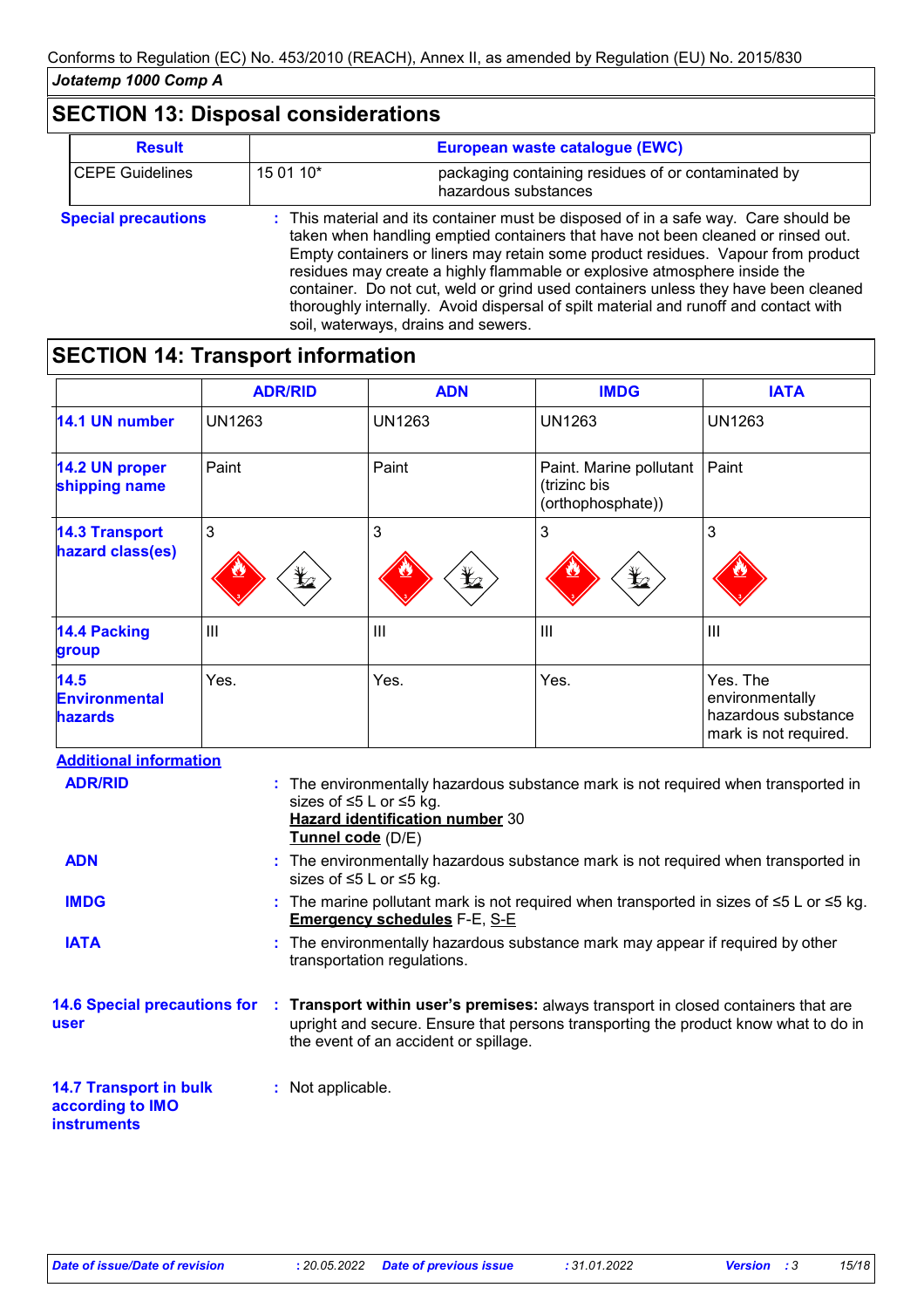## SECTION 13: Disposal considerations

| Result | European waste catalogue (EWC) | |
|---|---|---|
| CEPE Guidelines | 15 01 10* | packaging containing residues of or contaminated by hazardous substances |

**Special precautions** : This material and its container must be disposed of in a safe way. Care should be taken when handling emptied containers that have not been cleaned or rinsed out. Empty containers or liners may retain some product residues. Vapour from product residues may create a highly flammable or explosive atmosphere inside the container. Do not cut, weld or grind used containers unless they have been cleaned thoroughly internally. Avoid dispersal of spilt material and runoff and contact with soil, waterways, drains and sewers.

## SECTION 14: Transport information

| | ADR/RID | ADN | IMDG | IATA |
|---|---|---|---|---|
| **14.1 UN number** | UN1263 | UN1263 | UN1263 | UN1263 |
| **14.2 UN proper shipping name** | Paint | Paint | Paint. Marine pollutant (trizinc bis (orthophosphate)) | Paint |
| **14.3 Transport hazard class(es)** | 3 | 3 | 3 | 3 |
| **14.4 Packing group** | III | III | III | III |
| **14.5 Environmental hazards** | Yes. | Yes. | Yes. | Yes. The environmentally hazardous substance mark is not required. |

**Additional information**

**ADR/RID** : The environmentally hazardous substance mark is not required when transported in sizes of ≤5 L or ≤5 kg.
**Hazard identification number** 30
**Tunnel code** (D/E)

**ADN** : The environmentally hazardous substance mark is not required when transported in sizes of ≤5 L or ≤5 kg.

**IMDG** : The marine pollutant mark is not required when transported in sizes of ≤5 L or ≤5 kg.
**Emergency schedules** F-E, S-E

**IATA** : The environmentally hazardous substance mark may appear if required by other transportation regulations.

**14.6 Special precautions for user** : **Transport within user's premises:** always transport in closed containers that are upright and secure. Ensure that persons transporting the product know what to do in the event of an accident or spillage.

**14.7 Transport in bulk according to IMO instruments** : Not applicable.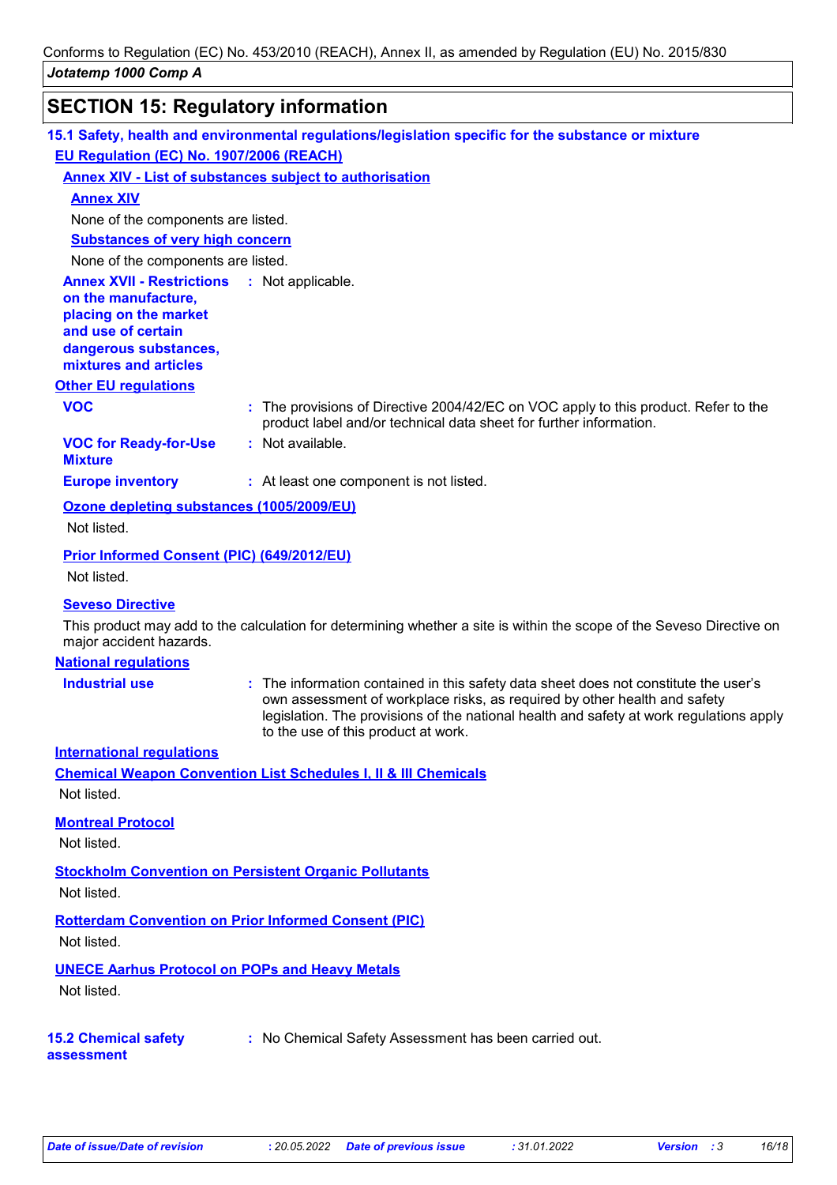## SECTION 15: Regulatory information

### 15.1 Safety, health and environmental regulations/legislation specific for the substance or mixture

**EU Regulation (EC) No. 1907/2006 (REACH)**

**Annex XIV - List of substances subject to authorisation**

**Annex XIV**

None of the components are listed.

**Substances of very high concern**

None of the components are listed.

**Annex XVII - Restrictions on the manufacture, placing on the market and use of certain dangerous substances, mixtures and articles** : Not applicable.

**Other EU regulations**

**VOC** : The provisions of Directive 2004/42/EC on VOC apply to this product. Refer to the product label and/or technical data sheet for further information.

**VOC for Ready-for-Use Mixture** : Not available.

**Europe inventory** : At least one component is not listed.

**Ozone depleting substances (1005/2009/EU)**

Not listed.

**Prior Informed Consent (PIC) (649/2012/EU)**

Not listed.

**Seveso Directive**

This product may add to the calculation for determining whether a site is within the scope of the Seveso Directive on major accident hazards.

**National regulations**

**Industrial use** : The information contained in this safety data sheet does not constitute the user's own assessment of workplace risks, as required by other health and safety legislation. The provisions of the national health and safety at work regulations apply to the use of this product at work.

**International regulations**

**Chemical Weapon Convention List Schedules I, II & III Chemicals**

Not listed.

**Montreal Protocol**

Not listed.

**Stockholm Convention on Persistent Organic Pollutants**

Not listed.

**Rotterdam Convention on Prior Informed Consent (PIC)**

Not listed.

**UNECE Aarhus Protocol on POPs and Heavy Metals**

Not listed.

### 15.2 Chemical safety assessment

: No Chemical Safety Assessment has been carried out.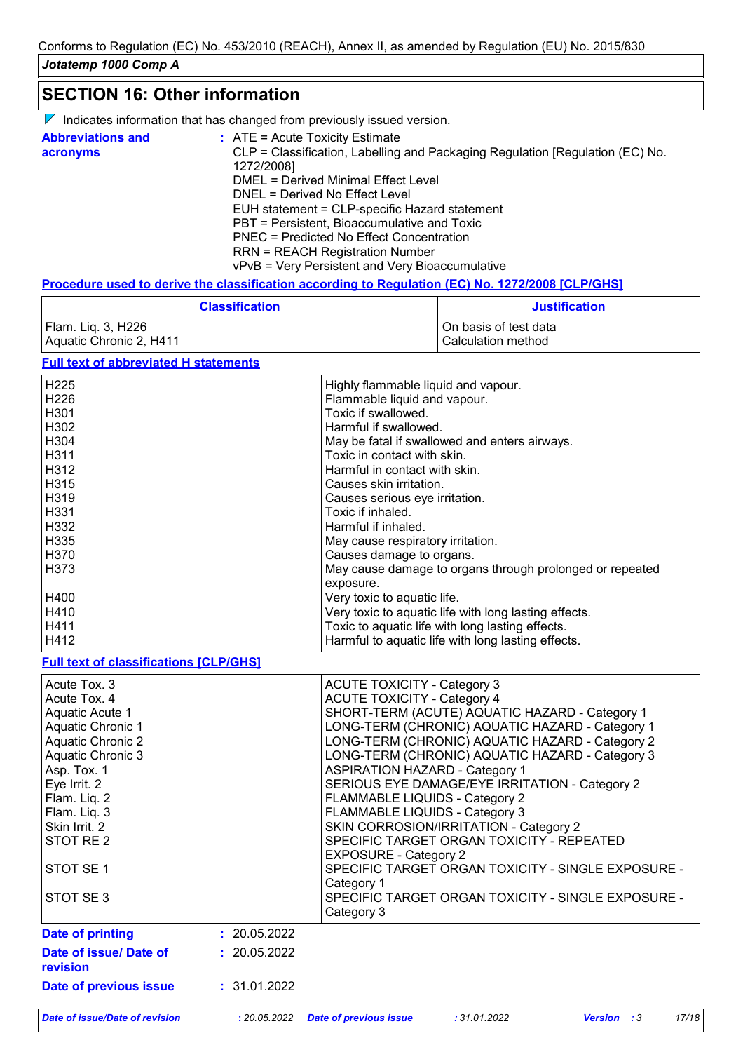## SECTION 16: Other information

Indicates information that has changed from previously issued version.

**Abbreviations and acronyms** : ATE = Acute Toxicity Estimate
CLP = Classification, Labelling and Packaging Regulation [Regulation (EC) No. 1272/2008]
DMEL = Derived Minimal Effect Level
DNEL = Derived No Effect Level
EUH statement = CLP-specific Hazard statement
PBT = Persistent, Bioaccumulative and Toxic
PNEC = Predicted No Effect Concentration
RRN = REACH Registration Number
vPvB = Very Persistent and Very Bioaccumulative

**Procedure used to derive the classification according to Regulation (EC) No. 1272/2008 [CLP/GHS]**

| Classification | Justification |
|---|---|
| Flam. Liq. 3, H226 | On basis of test data |
| Aquatic Chronic 2, H411 | Calculation method |

**Full text of abbreviated H statements**

| | |
|---|---|
| H225 | Highly flammable liquid and vapour. |
| H226 | Flammable liquid and vapour. |
| H301 | Toxic if swallowed. |
| H302 | Harmful if swallowed. |
| H304 | May be fatal if swallowed and enters airways. |
| H311 | Toxic in contact with skin. |
| H312 | Harmful in contact with skin. |
| H315 | Causes skin irritation. |
| H319 | Causes serious eye irritation. |
| H331 | Toxic if inhaled. |
| H332 | Harmful if inhaled. |
| H335 | May cause respiratory irritation. |
| H370 | Causes damage to organs. |
| H373 | May cause damage to organs through prolonged or repeated exposure. |
| H400 | Very toxic to aquatic life. |
| H410 | Very toxic to aquatic life with long lasting effects. |
| H411 | Toxic to aquatic life with long lasting effects. |
| H412 | Harmful to aquatic life with long lasting effects. |

**Full text of classifications [CLP/GHS]**

| | |
|---|---|
| Acute Tox. 3 | ACUTE TOXICITY - Category 3 |
| Acute Tox. 4 | ACUTE TOXICITY - Category 4 |
| Aquatic Acute 1 | SHORT-TERM (ACUTE) AQUATIC HAZARD - Category 1 |
| Aquatic Chronic 1 | LONG-TERM (CHRONIC) AQUATIC HAZARD - Category 1 |
| Aquatic Chronic 2 | LONG-TERM (CHRONIC) AQUATIC HAZARD - Category 2 |
| Aquatic Chronic 3 | LONG-TERM (CHRONIC) AQUATIC HAZARD - Category 3 |
| Asp. Tox. 1 | ASPIRATION HAZARD - Category 1 |
| Eye Irrit. 2 | SERIOUS EYE DAMAGE/EYE IRRITATION - Category 2 |
| Flam. Liq. 2 | FLAMMABLE LIQUIDS - Category 2 |
| Flam. Liq. 3 | FLAMMABLE LIQUIDS - Category 3 |
| Skin Irrit. 2 | SKIN CORROSION/IRRITATION - Category 2 |
| STOT RE 2 | SPECIFIC TARGET ORGAN TOXICITY - REPEATED EXPOSURE - Category 2 |
| STOT SE 1 | SPECIFIC TARGET ORGAN TOXICITY - SINGLE EXPOSURE - Category 1 |
| STOT SE 3 | SPECIFIC TARGET ORGAN TOXICITY - SINGLE EXPOSURE - Category 3 |

**Date of printing** : 20.05.2022

**Date of issue/ Date of revision** : 20.05.2022

**Date of previous issue** : 31.01.2022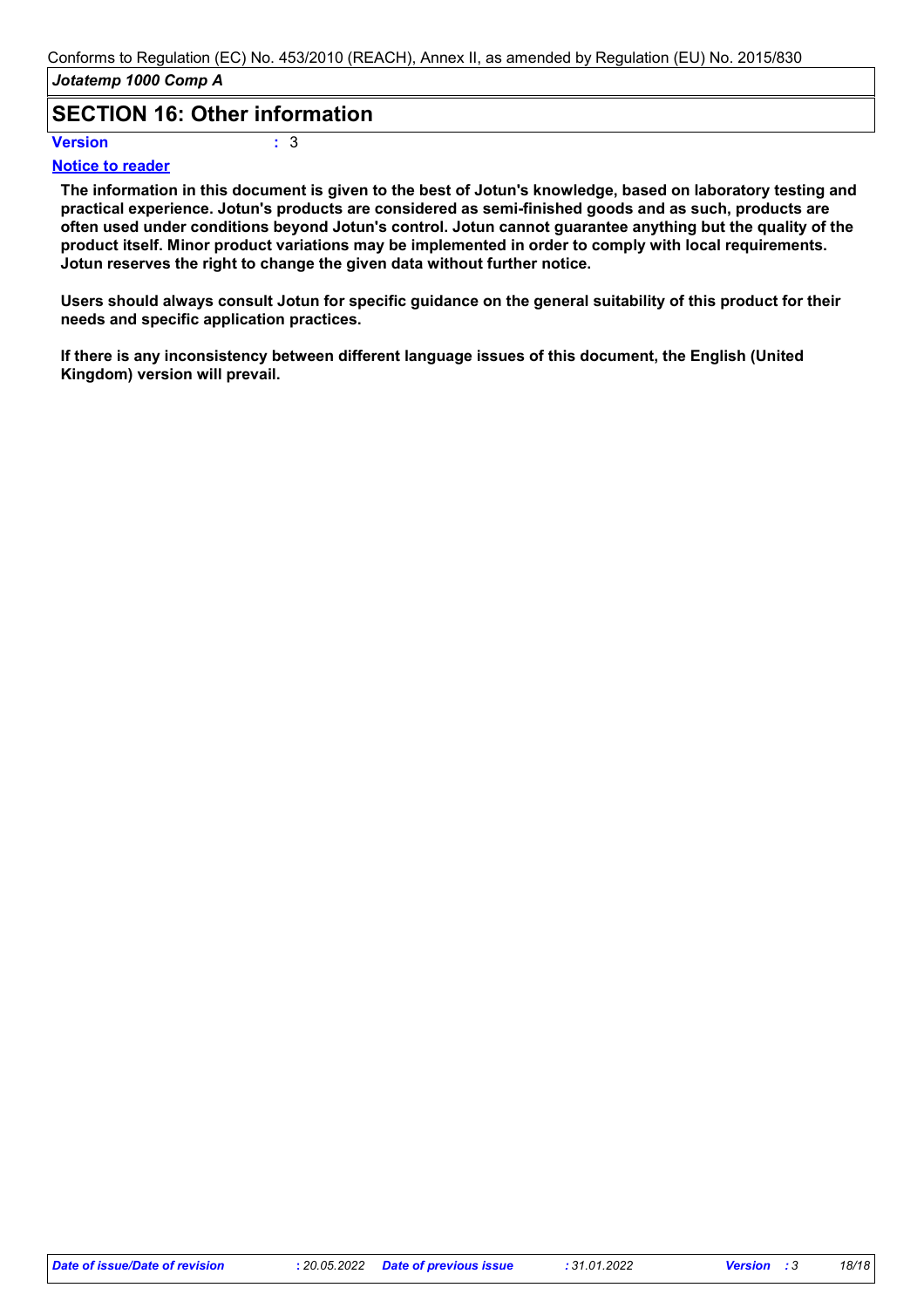## SECTION 16: Other information

**Version** : 3

**Notice to reader**

**The information in this document is given to the best of Jotun's knowledge, based on laboratory testing and practical experience. Jotun's products are considered as semi-finished goods and as such, products are often used under conditions beyond Jotun's control. Jotun cannot guarantee anything but the quality of the product itself. Minor product variations may be implemented in order to comply with local requirements. Jotun reserves the right to change the given data without further notice.**

**Users should always consult Jotun for specific guidance on the general suitability of this product for their needs and specific application practices.**

**If there is any inconsistency between different language issues of this document, the English (United Kingdom) version will prevail.**